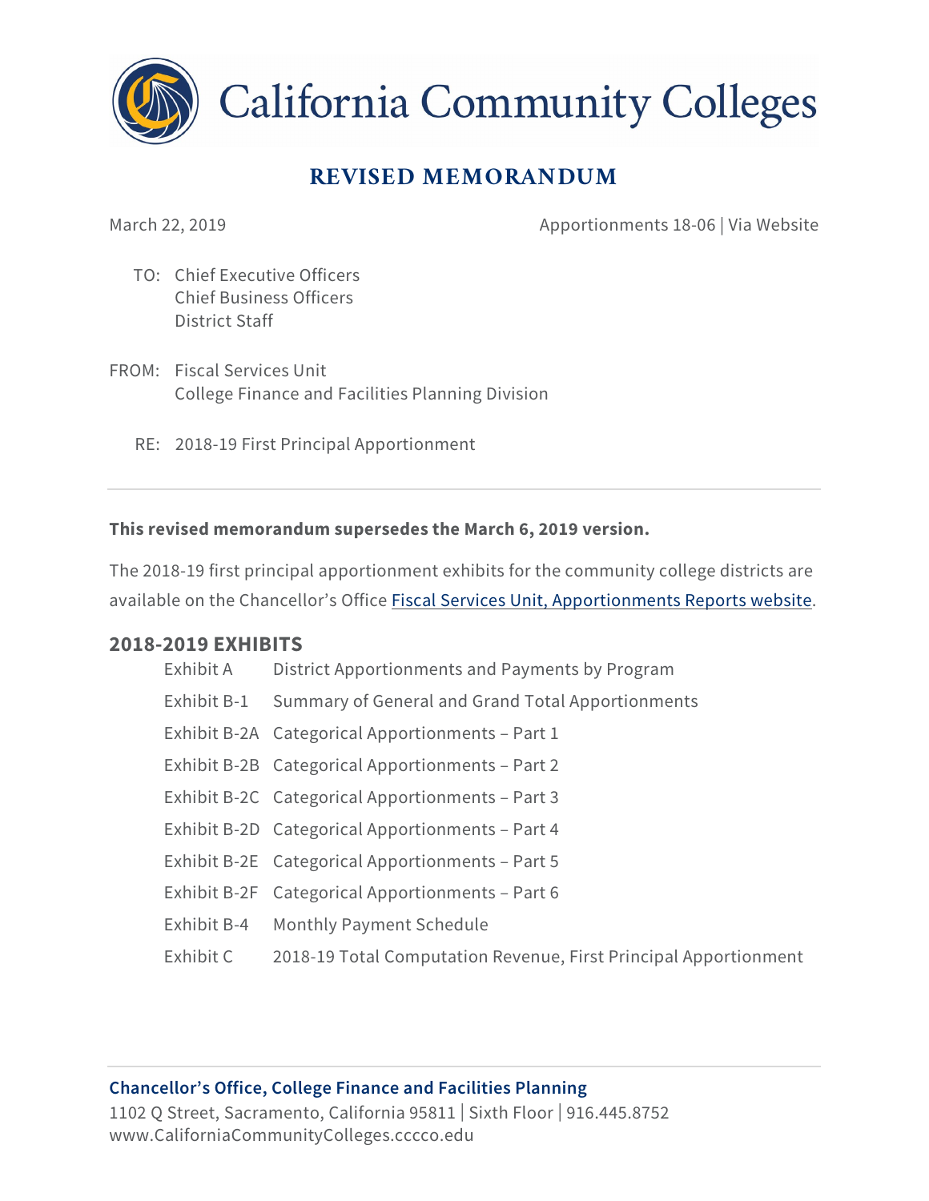# California Community Colleges

## REVISED MEMORANDUM

March 22, 2019

Apportionments 18-06 | Via Website

TO: Chief Executive Officers
Chief Business Officers
District Staff

FROM: Fiscal Services Unit
College Finance and Facilities Planning Division

RE: 2018-19 First Principal Apportionment

---

**This revised memorandum supersedes the March 6, 2019 version.**

The 2018-19 first principal apportionment exhibits for the community college districts are available on the Chancellor's Office Fiscal Services Unit, Apportionments Reports website.

### 2018-2019 EXHIBITS

| | |
|---|---|
| Exhibit A | District Apportionments and Payments by Program |
| Exhibit B-1 | Summary of General and Grand Total Apportionments |
| Exhibit B-2A | Categorical Apportionments – Part 1 |
| Exhibit B-2B | Categorical Apportionments – Part 2 |
| Exhibit B-2C | Categorical Apportionments – Part 3 |
| Exhibit B-2D | Categorical Apportionments – Part 4 |
| Exhibit B-2E | Categorical Apportionments – Part 5 |
| Exhibit B-2F | Categorical Apportionments – Part 6 |
| Exhibit B-4 | Monthly Payment Schedule |
| Exhibit C | 2018-19 Total Computation Revenue, First Principal Apportionment |

---

**Chancellor's Office, College Finance and Facilities Planning**
1102 Q Street, Sacramento, California 95811 | Sixth Floor | 916.445.8752
www.CaliforniaCommunityColleges.cccco.edu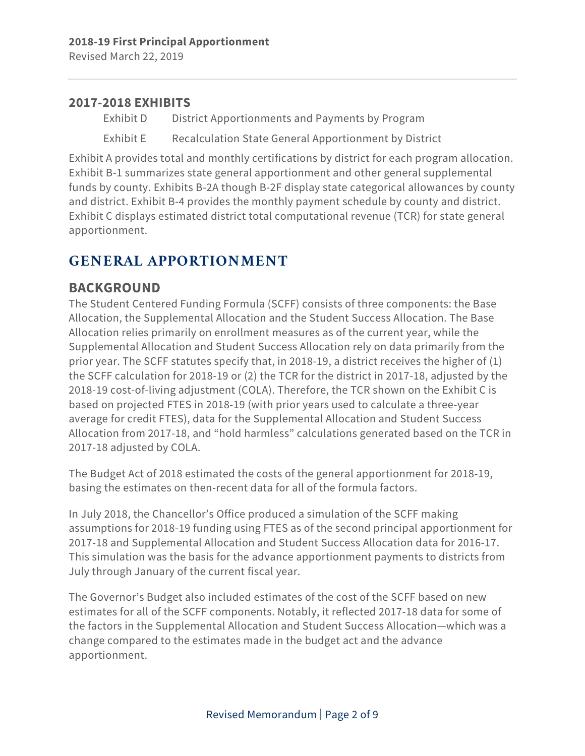### 2017-2018 EXHIBITS

Exhibit D District Apportionments and Payments by Program

Exhibit E Recalculation State General Apportionment by District

Exhibit A provides total and monthly certifications by district for each program allocation. Exhibit B-1 summarizes state general apportionment and other general supplemental funds by county. Exhibits B-2A though B-2F display state categorical allowances by county and district. Exhibit B-4 provides the monthly payment schedule by county and district. Exhibit C displays estimated district total computational revenue (TCR) for state general apportionment.

# GENERAL APPORTIONMENT

## BACKGROUND

The Student Centered Funding Formula (SCFF) consists of three components: the Base Allocation, the Supplemental Allocation and the Student Success Allocation. The Base Allocation relies primarily on enrollment measures as of the current year, while the Supplemental Allocation and Student Success Allocation rely on data primarily from the prior year. The SCFF statutes specify that, in 2018-19, a district receives the higher of (1) the SCFF calculation for 2018-19 or (2) the TCR for the district in 2017-18, adjusted by the 2018-19 cost-of-living adjustment (COLA). Therefore, the TCR shown on the Exhibit C is based on projected FTES in 2018-19 (with prior years used to calculate a three-year average for credit FTES), data for the Supplemental Allocation and Student Success Allocation from 2017-18, and "hold harmless" calculations generated based on the TCR in 2017-18 adjusted by COLA.

The Budget Act of 2018 estimated the costs of the general apportionment for 2018-19, basing the estimates on then-recent data for all of the formula factors.

In July 2018, the Chancellor's Office produced a simulation of the SCFF making assumptions for 2018-19 funding using FTES as of the second principal apportionment for 2017-18 and Supplemental Allocation and Student Success Allocation data for 2016-17. This simulation was the basis for the advance apportionment payments to districts from July through January of the current fiscal year.

The Governor's Budget also included estimates of the cost of the SCFF based on new estimates for all of the SCFF components. Notably, it reflected 2017-18 data for some of the factors in the Supplemental Allocation and Student Success Allocation—which was a change compared to the estimates made in the budget act and the advance apportionment.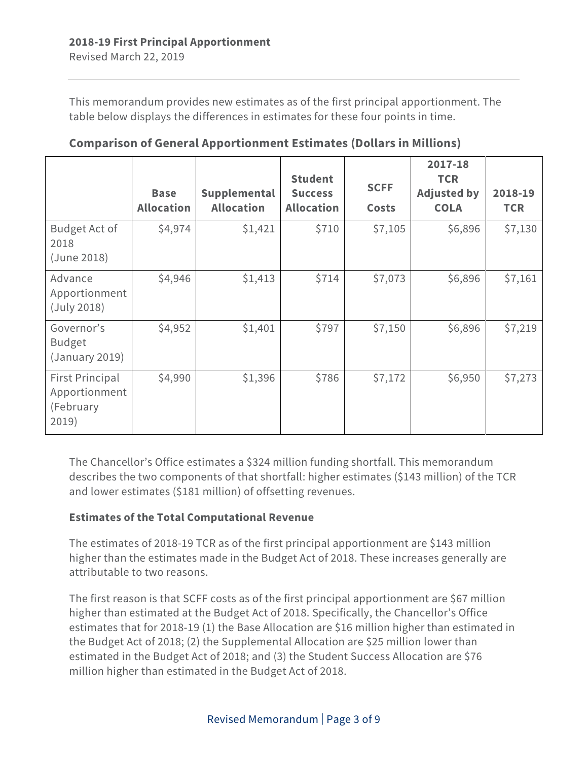**2018-19 First Principal Apportionment**

Revised March 22, 2019

This memorandum provides new estimates as of the first principal apportionment. The table below displays the differences in estimates for these four points in time.

**Comparison of General Apportionment Estimates (Dollars in Millions)**

| | Base Allocation | Supplemental Allocation | Student Success Allocation | SCFF Costs | 2017-18 TCR Adjusted by COLA | 2018-19 TCR |
|---|---|---|---|---|---|---|
| Budget Act of 2018 (June 2018) | $4,974 | $1,421 | $710 | $7,105 | $6,896 | $7,130 |
| Advance Apportionment (July 2018) | $4,946 | $1,413 | $714 | $7,073 | $6,896 | $7,161 |
| Governor's Budget (January 2019) | $4,952 | $1,401 | $797 | $7,150 | $6,896 | $7,219 |
| First Principal Apportionment (February 2019) | $4,990 | $1,396 | $786 | $7,172 | $6,950 | $7,273 |

The Chancellor's Office estimates a $324 million funding shortfall. This memorandum describes the two components of that shortfall: higher estimates ($143 million) of the TCR and lower estimates ($181 million) of offsetting revenues.

**Estimates of the Total Computational Revenue**

The estimates of 2018-19 TCR as of the first principal apportionment are $143 million higher than the estimates made in the Budget Act of 2018. These increases generally are attributable to two reasons.

The first reason is that SCFF costs as of the first principal apportionment are $67 million higher than estimated at the Budget Act of 2018. Specifically, the Chancellor's Office estimates that for 2018-19 (1) the Base Allocation are $16 million higher than estimated in the Budget Act of 2018; (2) the Supplemental Allocation are $25 million lower than estimated in the Budget Act of 2018; and (3) the Student Success Allocation are $76 million higher than estimated in the Budget Act of 2018.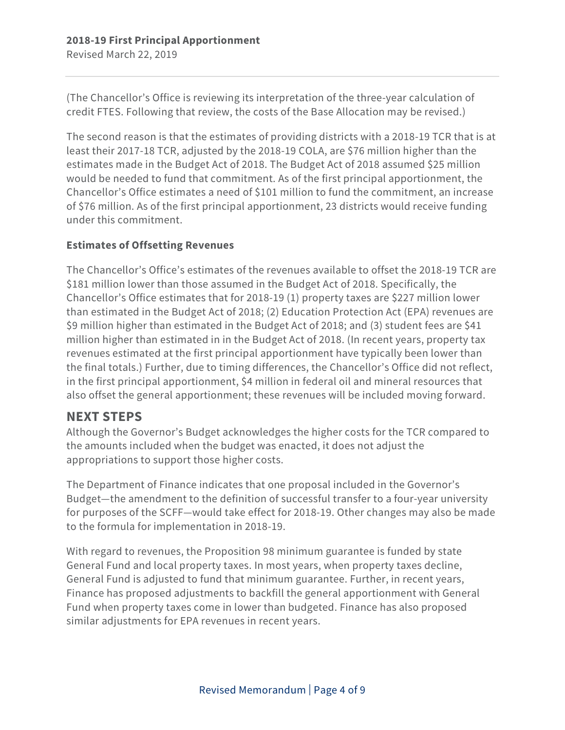(The Chancellor's Office is reviewing its interpretation of the three-year calculation of credit FTES. Following that review, the costs of the Base Allocation may be revised.)

The second reason is that the estimates of providing districts with a 2018-19 TCR that is at least their 2017-18 TCR, adjusted by the 2018-19 COLA, are $76 million higher than the estimates made in the Budget Act of 2018. The Budget Act of 2018 assumed $25 million would be needed to fund that commitment. As of the first principal apportionment, the Chancellor's Office estimates a need of $101 million to fund the commitment, an increase of $76 million. As of the first principal apportionment, 23 districts would receive funding under this commitment.

### Estimates of Offsetting Revenues

The Chancellor's Office's estimates of the revenues available to offset the 2018-19 TCR are $181 million lower than those assumed in the Budget Act of 2018. Specifically, the Chancellor's Office estimates that for 2018-19 (1) property taxes are $227 million lower than estimated in the Budget Act of 2018; (2) Education Protection Act (EPA) revenues are $9 million higher than estimated in the Budget Act of 2018; and (3) student fees are $41 million higher than estimated in in the Budget Act of 2018. (In recent years, property tax revenues estimated at the first principal apportionment have typically been lower than the final totals.) Further, due to timing differences, the Chancellor's Office did not reflect, in the first principal apportionment, $4 million in federal oil and mineral resources that also offset the general apportionment; these revenues will be included moving forward.

## NEXT STEPS

Although the Governor's Budget acknowledges the higher costs for the TCR compared to the amounts included when the budget was enacted, it does not adjust the appropriations to support those higher costs.

The Department of Finance indicates that one proposal included in the Governor's Budget—the amendment to the definition of successful transfer to a four-year university for purposes of the SCFF—would take effect for 2018-19. Other changes may also be made to the formula for implementation in 2018-19.

With regard to revenues, the Proposition 98 minimum guarantee is funded by state General Fund and local property taxes. In most years, when property taxes decline, General Fund is adjusted to fund that minimum guarantee. Further, in recent years, Finance has proposed adjustments to backfill the general apportionment with General Fund when property taxes come in lower than budgeted. Finance has also proposed similar adjustments for EPA revenues in recent years.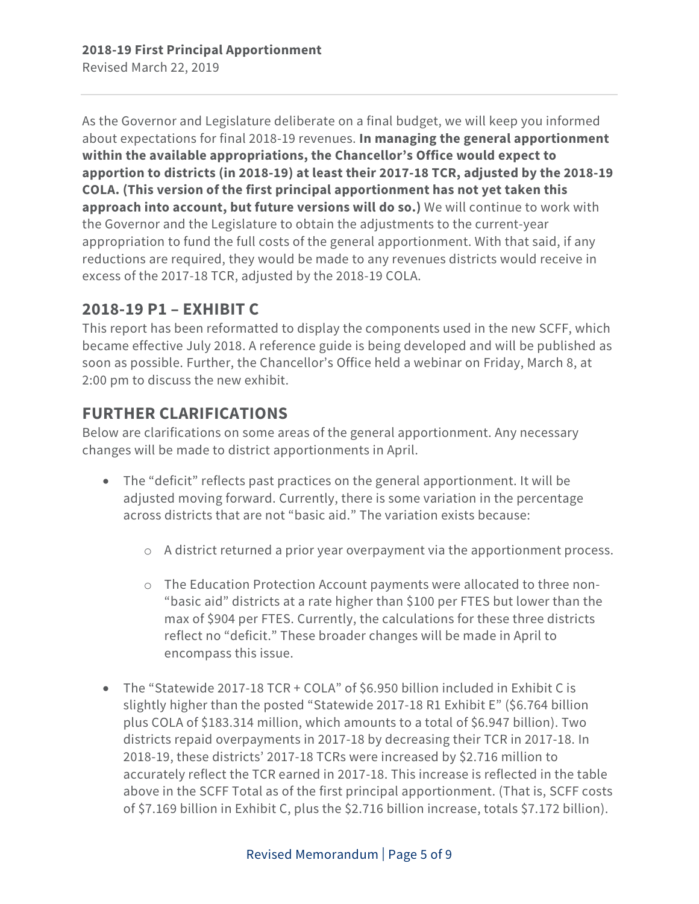As the Governor and Legislature deliberate on a final budget, we will keep you informed about expectations for final 2018-19 revenues. **In managing the general apportionment within the available appropriations, the Chancellor's Office would expect to apportion to districts (in 2018-19) at least their 2017-18 TCR, adjusted by the 2018-19 COLA. (This version of the first principal apportionment has not yet taken this approach into account, but future versions will do so.)** We will continue to work with the Governor and the Legislature to obtain the adjustments to the current-year appropriation to fund the full costs of the general apportionment. With that said, if any reductions are required, they would be made to any revenues districts would receive in excess of the 2017-18 TCR, adjusted by the 2018-19 COLA.

## 2018-19 P1 – EXHIBIT C

This report has been reformatted to display the components used in the new SCFF, which became effective July 2018. A reference guide is being developed and will be published as soon as possible. Further, the Chancellor's Office held a webinar on Friday, March 8, at 2:00 pm to discuss the new exhibit.

## FURTHER CLARIFICATIONS

Below are clarifications on some areas of the general apportionment. Any necessary changes will be made to district apportionments in April.

- The "deficit" reflects past practices on the general apportionment. It will be adjusted moving forward. Currently, there is some variation in the percentage across districts that are not "basic aid." The variation exists because:
  - A district returned a prior year overpayment via the apportionment process.
  - The Education Protection Account payments were allocated to three non-"basic aid" districts at a rate higher than $100 per FTES but lower than the max of $904 per FTES. Currently, the calculations for these three districts reflect no "deficit." These broader changes will be made in April to encompass this issue.
- The "Statewide 2017-18 TCR + COLA" of $6.950 billion included in Exhibit C is slightly higher than the posted "Statewide 2017-18 R1 Exhibit E" ($6.764 billion plus COLA of $183.314 million, which amounts to a total of $6.947 billion). Two districts repaid overpayments in 2017-18 by decreasing their TCR in 2017-18. In 2018-19, these districts' 2017-18 TCRs were increased by $2.716 million to accurately reflect the TCR earned in 2017-18. This increase is reflected in the table above in the SCFF Total as of the first principal apportionment. (That is, SCFF costs of $7.169 billion in Exhibit C, plus the $2.716 billion increase, totals $7.172 billion).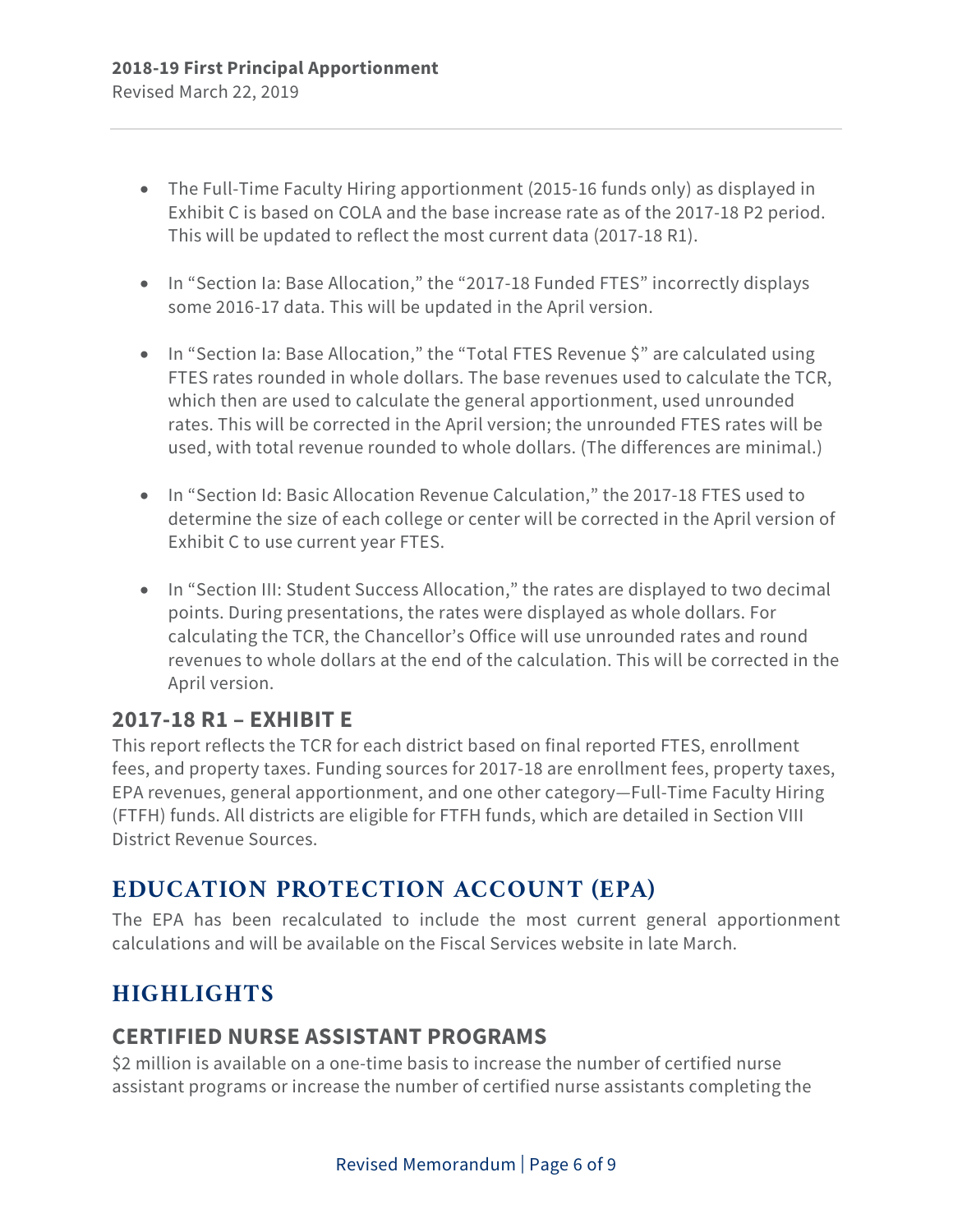- The Full-Time Faculty Hiring apportionment (2015-16 funds only) as displayed in Exhibit C is based on COLA and the base increase rate as of the 2017-18 P2 period. This will be updated to reflect the most current data (2017-18 R1).

- In "Section Ia: Base Allocation," the "2017-18 Funded FTES" incorrectly displays some 2016-17 data. This will be updated in the April version.

- In "Section Ia: Base Allocation," the "Total FTES Revenue $" are calculated using FTES rates rounded in whole dollars. The base revenues used to calculate the TCR, which then are used to calculate the general apportionment, used unrounded rates. This will be corrected in the April version; the unrounded FTES rates will be used, with total revenue rounded to whole dollars. (The differences are minimal.)

- In "Section Id: Basic Allocation Revenue Calculation," the 2017-18 FTES used to determine the size of each college or center will be corrected in the April version of Exhibit C to use current year FTES.

- In "Section III: Student Success Allocation," the rates are displayed to two decimal points. During presentations, the rates were displayed as whole dollars. For calculating the TCR, the Chancellor's Office will use unrounded rates and round revenues to whole dollars at the end of the calculation. This will be corrected in the April version.

### 2017-18 R1 – EXHIBIT E

This report reflects the TCR for each district based on final reported FTES, enrollment fees, and property taxes. Funding sources for 2017-18 are enrollment fees, property taxes, EPA revenues, general apportionment, and one other category—Full-Time Faculty Hiring (FTFH) funds. All districts are eligible for FTFH funds, which are detailed in Section VIII District Revenue Sources.

## EDUCATION PROTECTION ACCOUNT (EPA)

The EPA has been recalculated to include the most current general apportionment calculations and will be available on the Fiscal Services website in late March.

## HIGHLIGHTS

### CERTIFIED NURSE ASSISTANT PROGRAMS

$2 million is available on a one-time basis to increase the number of certified nurse assistant programs or increase the number of certified nurse assistants completing the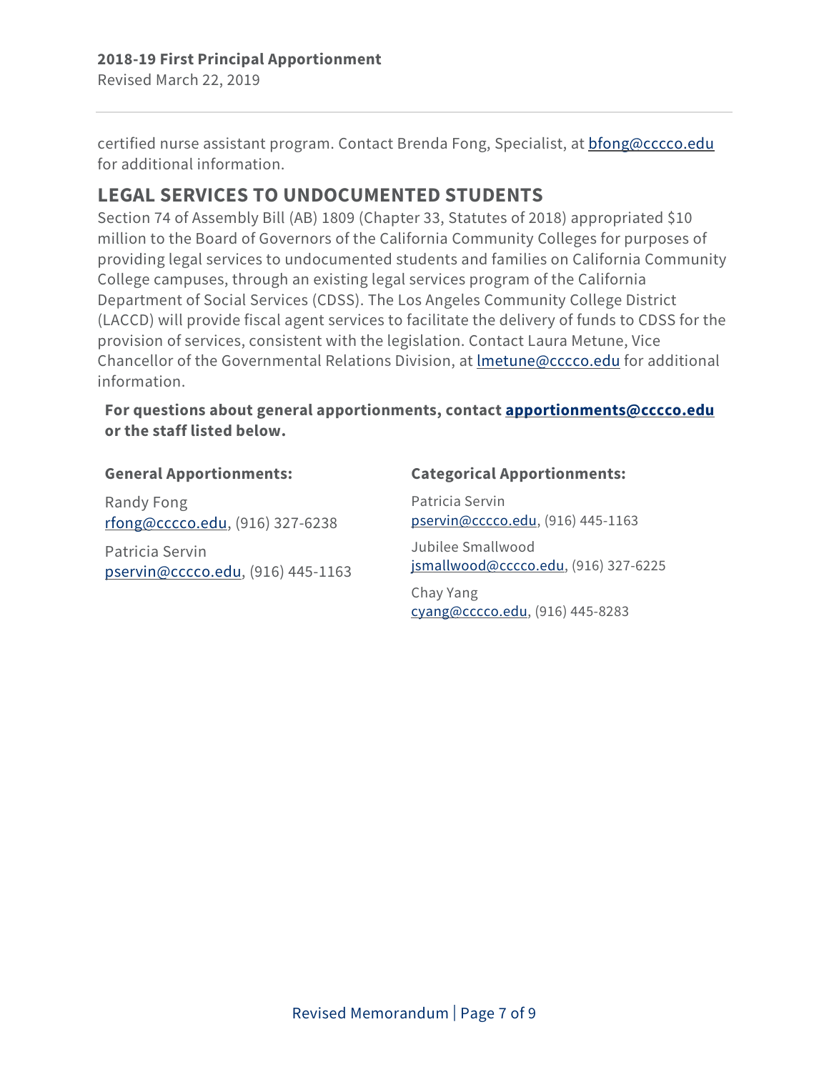certified nurse assistant program. Contact Brenda Fong, Specialist, at bfong@cccco.edu for additional information.

## LEGAL SERVICES TO UNDOCUMENTED STUDENTS

Section 74 of Assembly Bill (AB) 1809 (Chapter 33, Statutes of 2018) appropriated $10 million to the Board of Governors of the California Community Colleges for purposes of providing legal services to undocumented students and families on California Community College campuses, through an existing legal services program of the California Department of Social Services (CDSS). The Los Angeles Community College District (LACCD) will provide fiscal agent services to facilitate the delivery of funds to CDSS for the provision of services, consistent with the legislation. Contact Laura Metune, Vice Chancellor of the Governmental Relations Division, at lmetune@cccco.edu for additional information.

**For questions about general apportionments, contact apportionments@cccco.edu or the staff listed below.**

**General Apportionments:**

Randy Fong
rfong@cccco.edu, (916) 327-6238

Patricia Servin
pservin@cccco.edu, (916) 445-1163

**Categorical Apportionments:**

Patricia Servin
pservin@cccco.edu, (916) 445-1163

Jubilee Smallwood
jsmallwood@cccco.edu, (916) 327-6225

Chay Yang
cyang@cccco.edu, (916) 445-8283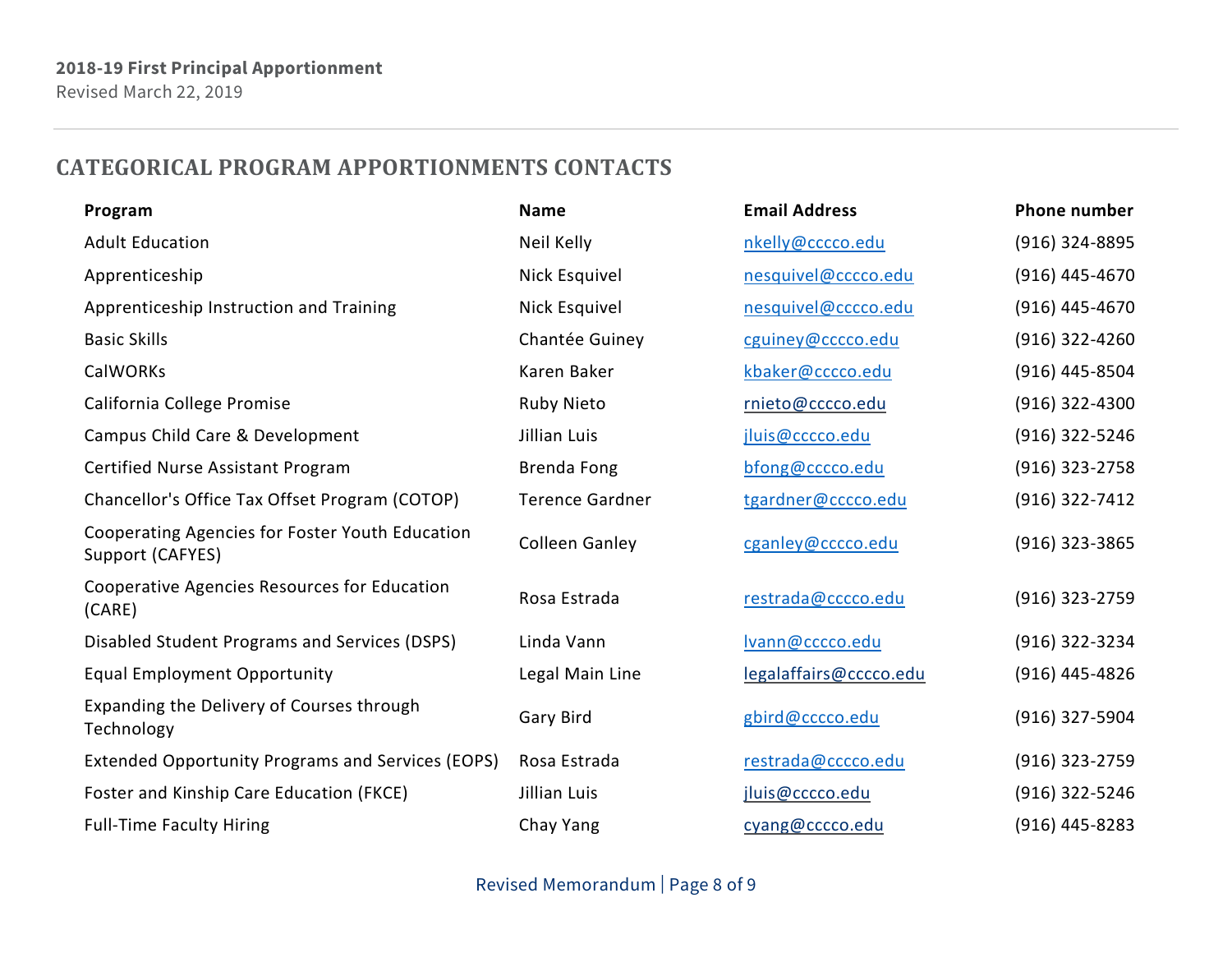## CATEGORICAL PROGRAM APPORTIONMENTS CONTACTS

| Program | Name | Email Address | Phone number |
|---|---|---|---|
| Adult Education | Neil Kelly | nkelly@cccco.edu | (916) 324-8895 |
| Apprenticeship | Nick Esquivel | nesquivel@cccco.edu | (916) 445-4670 |
| Apprenticeship Instruction and Training | Nick Esquivel | nesquivel@cccco.edu | (916) 445-4670 |
| Basic Skills | Chantée Guiney | cguiney@cccco.edu | (916) 322-4260 |
| CalWORKs | Karen Baker | kbaker@cccco.edu | (916) 445-8504 |
| California College Promise | Ruby Nieto | rnieto@cccco.edu | (916) 322-4300 |
| Campus Child Care & Development | Jillian Luis | jluis@cccco.edu | (916) 322-5246 |
| Certified Nurse Assistant Program | Brenda Fong | bfong@cccco.edu | (916) 323-2758 |
| Chancellor's Office Tax Offset Program (COTOP) | Terence Gardner | tgardner@cccco.edu | (916) 322-7412 |
| Cooperating Agencies for Foster Youth Education Support (CAFYES) | Colleen Ganley | cganley@cccco.edu | (916) 323-3865 |
| Cooperative Agencies Resources for Education (CARE) | Rosa Estrada | restrada@cccco.edu | (916) 323-2759 |
| Disabled Student Programs and Services (DSPS) | Linda Vann | lvann@cccco.edu | (916) 322-3234 |
| Equal Employment Opportunity | Legal Main Line | legalaffairs@cccco.edu | (916) 445-4826 |
| Expanding the Delivery of Courses through Technology | Gary Bird | gbird@cccco.edu | (916) 327-5904 |
| Extended Opportunity Programs and Services (EOPS) | Rosa Estrada | restrada@cccco.edu | (916) 323-2759 |
| Foster and Kinship Care Education (FKCE) | Jillian Luis | jluis@cccco.edu | (916) 322-5246 |
| Full-Time Faculty Hiring | Chay Yang | cyang@cccco.edu | (916) 445-8283 |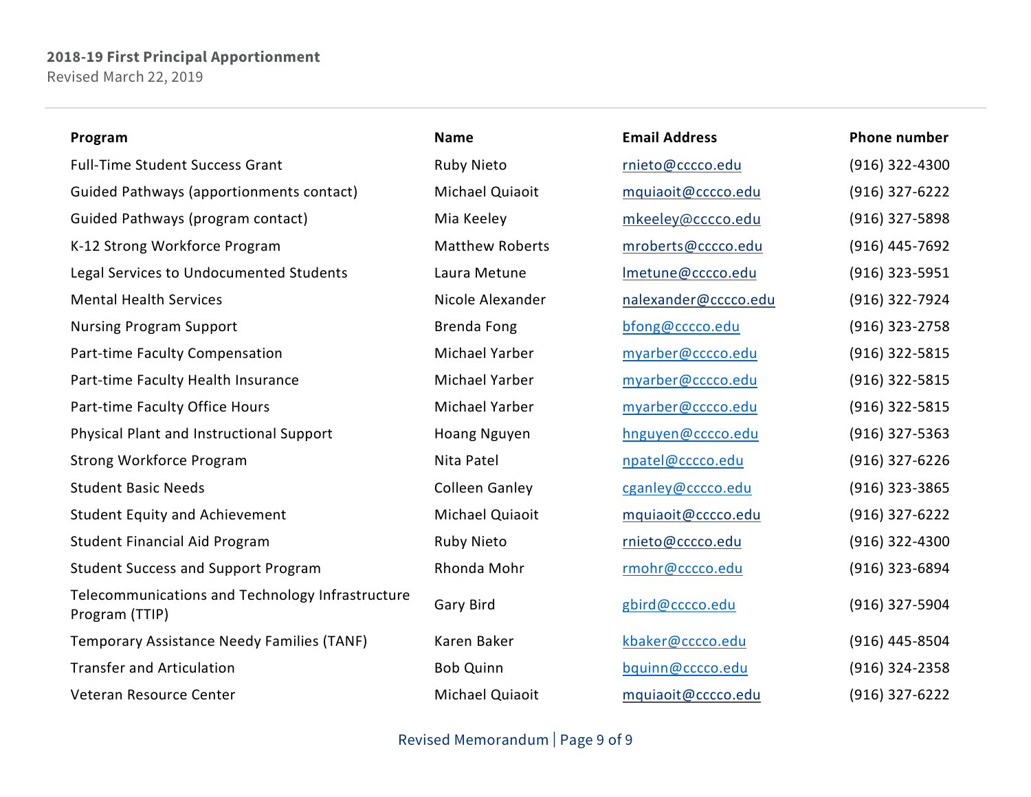| Program | Name | Email Address | Phone number |
|---|---|---|---|
| Full-Time Student Success Grant | Ruby Nieto | rnieto@cccco.edu | (916) 322-4300 |
| Guided Pathways (apportionments contact) | Michael Quiaoit | mquiaoit@cccco.edu | (916) 327-6222 |
| Guided Pathways (program contact) | Mia Keeley | mkeeley@cccco.edu | (916) 327-5898 |
| K-12 Strong Workforce Program | Matthew Roberts | mroberts@cccco.edu | (916) 445-7692 |
| Legal Services to Undocumented Students | Laura Metune | lmetune@cccco.edu | (916) 323-5951 |
| Mental Health Services | Nicole Alexander | nalexander@cccco.edu | (916) 322-7924 |
| Nursing Program Support | Brenda Fong | bfong@cccco.edu | (916) 323-2758 |
| Part-time Faculty Compensation | Michael Yarber | myarber@cccco.edu | (916) 322-5815 |
| Part-time Faculty Health Insurance | Michael Yarber | myarber@cccco.edu | (916) 322-5815 |
| Part-time Faculty Office Hours | Michael Yarber | myarber@cccco.edu | (916) 322-5815 |
| Physical Plant and Instructional Support | Hoang Nguyen | hnguyen@cccco.edu | (916) 327-5363 |
| Strong Workforce Program | Nita Patel | npatel@cccco.edu | (916) 327-6226 |
| Student Basic Needs | Colleen Ganley | cganley@cccco.edu | (916) 323-3865 |
| Student Equity and Achievement | Michael Quiaoit | mquiaoit@cccco.edu | (916) 327-6222 |
| Student Financial Aid Program | Ruby Nieto | rnieto@cccco.edu | (916) 322-4300 |
| Student Success and Support Program | Rhonda Mohr | rmohr@cccco.edu | (916) 323-6894 |
| Telecommunications and Technology Infrastructure Program (TTIP) | Gary Bird | gbird@cccco.edu | (916) 327-5904 |
| Temporary Assistance Needy Families (TANF) | Karen Baker | kbaker@cccco.edu | (916) 445-8504 |
| Transfer and Articulation | Bob Quinn | bquinn@cccco.edu | (916) 324-2358 |
| Veteran Resource Center | Michael Quiaoit | mquiaoit@cccco.edu | (916) 327-6222 |